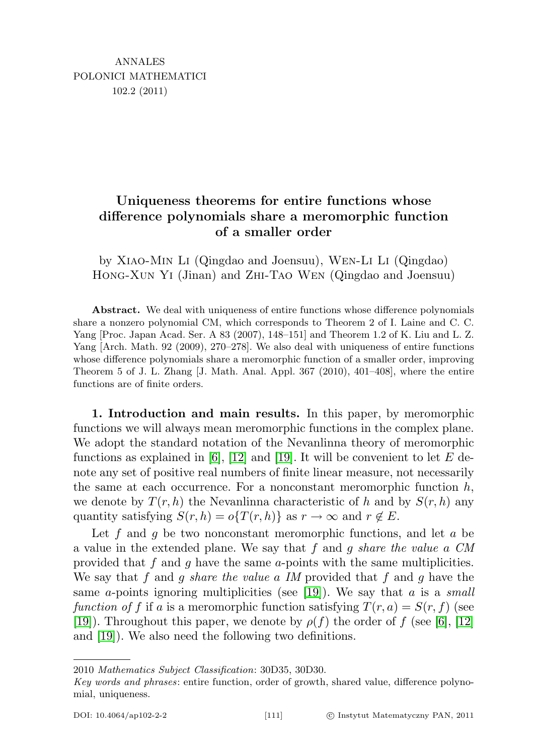# Uniqueness theorems for entire functions whose difference polynomials share a meromorphic function of a smaller order

by Xiao-Min Li (Qingdao and Joensuu), Wen-Li Li (Qingdao) Hong-Xun Yi (Jinan) and Zhi-Tao Wen (Qingdao and Joensuu)

**Abstract.** We deal with uniqueness of entire functions whose difference polynomials share a nonzero polynomial CM, which corresponds to Theorem 2 of I. Laine and C. C. Yang [Proc. Japan Acad. Ser. A 83 (2007), 148–151] and Theorem 1.2 of K. Liu and L. Z. Yang [Arch. Math. 92 (2009), 270–278]. We also deal with uniqueness of entire functions whose difference polynomials share a meromorphic function of a smaller order, improving Theorem 5 of J. L. Zhang [J. Math. Anal. Appl. 367 (2010), 401–408], where the entire functions are of finite orders.

**1. Introduction and main results.** In this paper, by meromorphic functions we will always mean meromorphic functions in the complex plane. We adopt the standard notation of the Nevanlinna theory of meromorphic functions as explained in [6], [12] and [19]. It will be convenient to let $E$ denote any set of positive real numbers of finite linear measure, not necessarily the same at each occurrence. For a nonconstant meromorphic function $h$, we denote by $T(r,h)$ the Nevanlinna characteristic of $h$ and by $S(r,h)$ any quantity satisfying $S(r,h)=o\{T(r,h)\}$ as $r\to\infty$ and $r\notin E$.

Let $f$ and $g$ be two nonconstant meromorphic functions, and let $a$ be a value in the extended plane. We say that $f$ and $g$ *share the value* $a$ *CM* provided that $f$ and $g$ have the same $a$-points with the same multiplicities. We say that $f$ and $g$ *share the value* $a$ *IM* provided that $f$ and $g$ have the same $a$-points ignoring multiplicities (see [19]). We say that $a$ is a *small function of* $f$ if $a$ is a meromorphic function satisfying $T(r,a)=S(r,f)$ (see [19]). Throughout this paper, we denote by $\rho(f)$ the order of $f$ (see [6], [12] and [19]). We also need the following two definitions.

2010 *Mathematics Subject Classification*: 30D35, 30D30.

*Key words and phrases*: entire function, order of growth, shared value, difference polynomial, uniqueness.

DOI: 10.4064/ap102-2-2 © Instytut Matematyczny PAN, 2011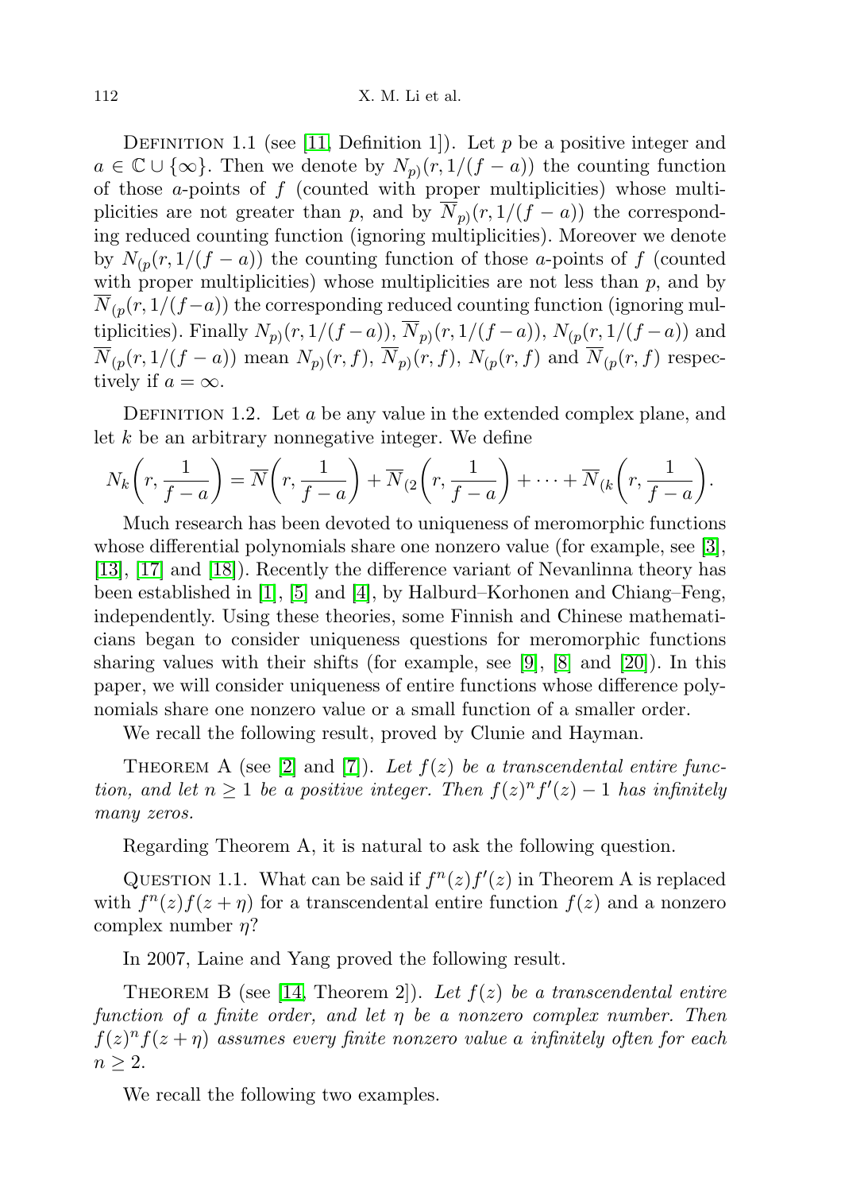Definition 1.1 (see [11, Definition 1]). Let $p$ be a positive integer and $a \in \mathbb{C} \cup \{\infty\}$. Then we denote by $N_{p)}(r, 1/(f-a))$ the counting function of those $a$-points of $f$ (counted with proper multiplicities) whose multiplicities are not greater than $p$, and by $\overline{N}_{p)}(r, 1/(f-a))$ the corresponding reduced counting function (ignoring multiplicities). Moreover we denote by $N_{(p}(r, 1/(f-a))$ the counting function of those $a$-points of $f$ (counted with proper multiplicities) whose multiplicities are not less than $p$, and by $\overline{N}_{(p}(r, 1/(f-a))$ the corresponding reduced counting function (ignoring multiplicities). Finally $N_{p)}(r, 1/(f-a))$, $\overline{N}_{p)}(r, 1/(f-a))$, $N_{(p}(r, 1/(f-a))$ and $\overline{N}_{(p}(r, 1/(f-a))$ mean $N_{p)}(r, f)$, $\overline{N}_{p)}(r, f)$, $N_{(p}(r, f)$ and $\overline{N}_{(p}(r, f)$ respectively if $a = \infty$.

Definition 1.2. Let $a$ be any value in the extended complex plane, and let $k$ be an arbitrary nonnegative integer. We define

$$N_k\left(r, \frac{1}{f-a}\right) = \overline{N}\left(r, \frac{1}{f-a}\right) + \overline{N}_{(2}\left(r, \frac{1}{f-a}\right) + \cdots + \overline{N}_{(k}\left(r, \frac{1}{f-a}\right).$$

Much research has been devoted to uniqueness of meromorphic functions whose differential polynomials share one nonzero value (for example, see [3], [13], [17] and [18]). Recently the difference variant of Nevanlinna theory has been established in [1], [5] and [4], by Halburd–Korhonen and Chiang–Feng, independently. Using these theories, some Finnish and Chinese mathematicians began to consider uniqueness questions for meromorphic functions sharing values with their shifts (for example, see [9], [8] and [20]). In this paper, we will consider uniqueness of entire functions whose difference polynomials share one nonzero value or a small function of a smaller order.

We recall the following result, proved by Clunie and Hayman.

Theorem A (see [2] and [7]). *Let $f(z)$ be a transcendental entire function, and let $n \geq 1$ be a positive integer. Then $f(z)^n f'(z) - 1$ has infinitely many zeros.*

Regarding Theorem A, it is natural to ask the following question.

Question 1.1. What can be said if $f^n(z)f'(z)$ in Theorem A is replaced with $f^n(z)f(z+\eta)$ for a transcendental entire function $f(z)$ and a nonzero complex number $\eta$?

In 2007, Laine and Yang proved the following result.

Theorem B (see [14, Theorem 2]). *Let $f(z)$ be a transcendental entire function of a finite order, and let $\eta$ be a nonzero complex number. Then $f(z)^n f(z+\eta)$ assumes every finite nonzero value a infinitely often for each $n \geq 2$.*

We recall the following two examples.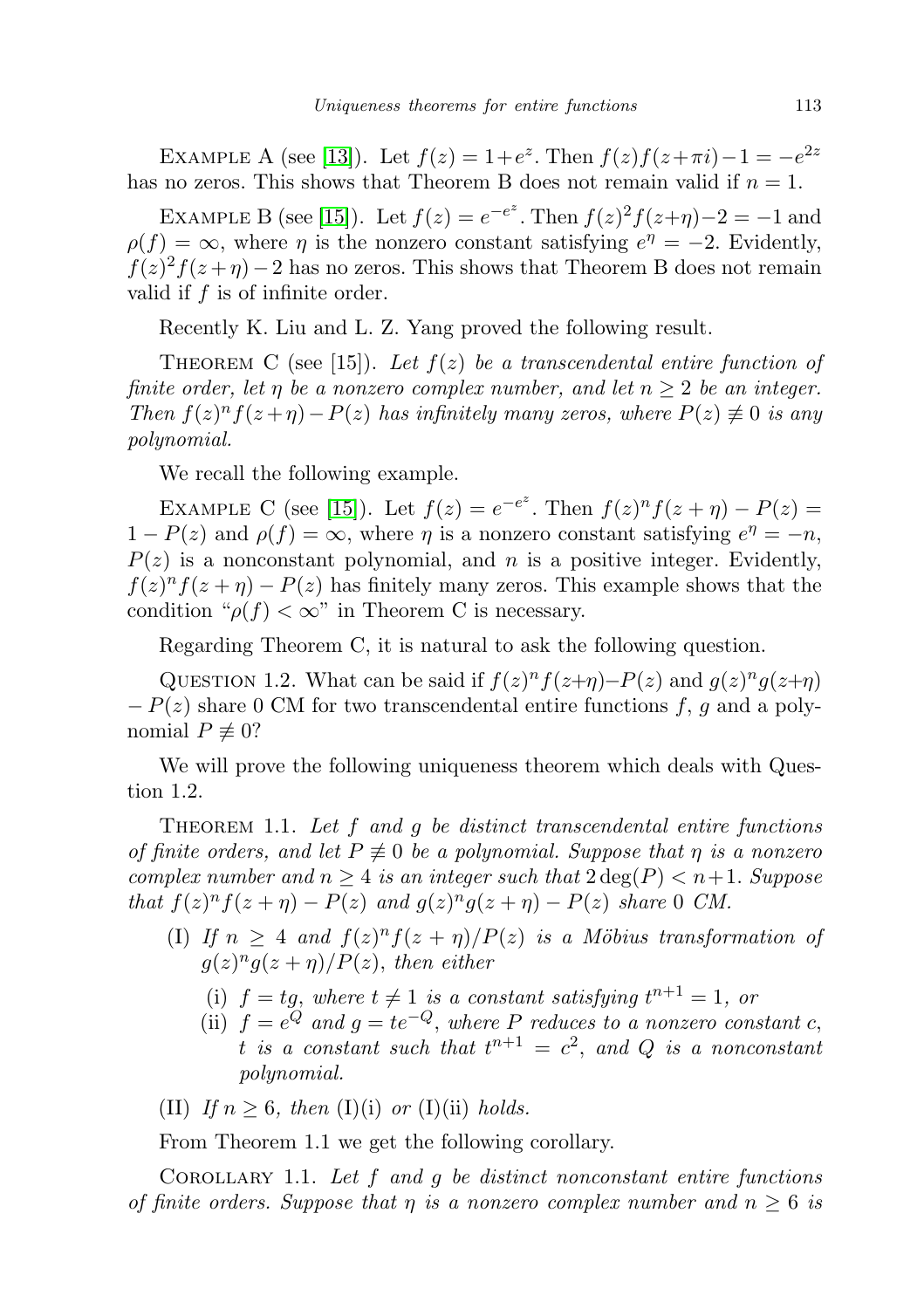Example A (see [13]). Let $f(z) = 1+e^z$. Then $f(z)f(z+\pi i)-1 = -e^{2z}$ has no zeros. This shows that Theorem B does not remain valid if $n = 1$.

Example B (see [15]). Let $f(z) = e^{-e^z}$. Then $f(z)^2 f(z+\eta)-2 = -1$ and $\rho(f) = \infty$, where $\eta$ is the nonzero constant satisfying $e^\eta = -2$. Evidently, $f(z)^2 f(z+\eta) - 2$ has no zeros. This shows that Theorem B does not remain valid if $f$ is of infinite order.

Recently K. Liu and L. Z. Yang proved the following result.

Theorem C (see [15]). *Let $f(z)$ be a transcendental entire function of finite order, let $\eta$ be a nonzero complex number, and let $n \geq 2$ be an integer. Then $f(z)^n f(z+\eta) - P(z)$ has infinitely many zeros, where $P(z) \not\equiv 0$ is any polynomial.*

We recall the following example.

Example C (see [15]). Let $f(z) = e^{-e^z}$. Then $f(z)^n f(z+\eta) - P(z) = 1 - P(z)$ and $\rho(f) = \infty$, where $\eta$ is a nonzero constant satisfying $e^\eta = -n$, $P(z)$ is a nonconstant polynomial, and $n$ is a positive integer. Evidently, $f(z)^n f(z+\eta) - P(z)$ has finitely many zeros. This example shows that the condition "$\rho(f) < \infty$" in Theorem C is necessary.

Regarding Theorem C, it is natural to ask the following question.

Question 1.2. What can be said if $f(z)^n f(z+\eta) - P(z)$ and $g(z)^n g(z+\eta) - P(z)$ share 0 CM for two transcendental entire functions $f$, $g$ and a polynomial $P \not\equiv 0$?

We will prove the following uniqueness theorem which deals with Question 1.2.

Theorem 1.1. *Let $f$ and $g$ be distinct transcendental entire functions of finite orders, and let $P \not\equiv 0$ be a polynomial. Suppose that $\eta$ is a nonzero complex number and $n \geq 4$ is an integer such that $2\deg(P) < n+1$. Suppose that $f(z)^n f(z+\eta) - P(z)$ and $g(z)^n g(z+\eta) - P(z)$ share 0 CM.*

- (I) *If $n \geq 4$ and $f(z)^n f(z+\eta)/P(z)$ is a Möbius transformation of $g(z)^n g(z+\eta)/P(z)$, then either*
  - (i) *$f = tg$, where $t \neq 1$ is a constant satisfying $t^{n+1} = 1$, or*
  - (ii) *$f = e^Q$ and $g = te^{-Q}$, where $P$ reduces to a nonzero constant $c$, $t$ is a constant such that $t^{n+1} = c^2$, and $Q$ is a nonconstant polynomial.*
- (II) *If $n \geq 6$, then* (I)(i) *or* (I)(ii) *holds.*

From Theorem 1.1 we get the following corollary.

Corollary 1.1. *Let $f$ and $g$ be distinct nonconstant entire functions of finite orders. Suppose that $\eta$ is a nonzero complex number and $n \geq 6$ is*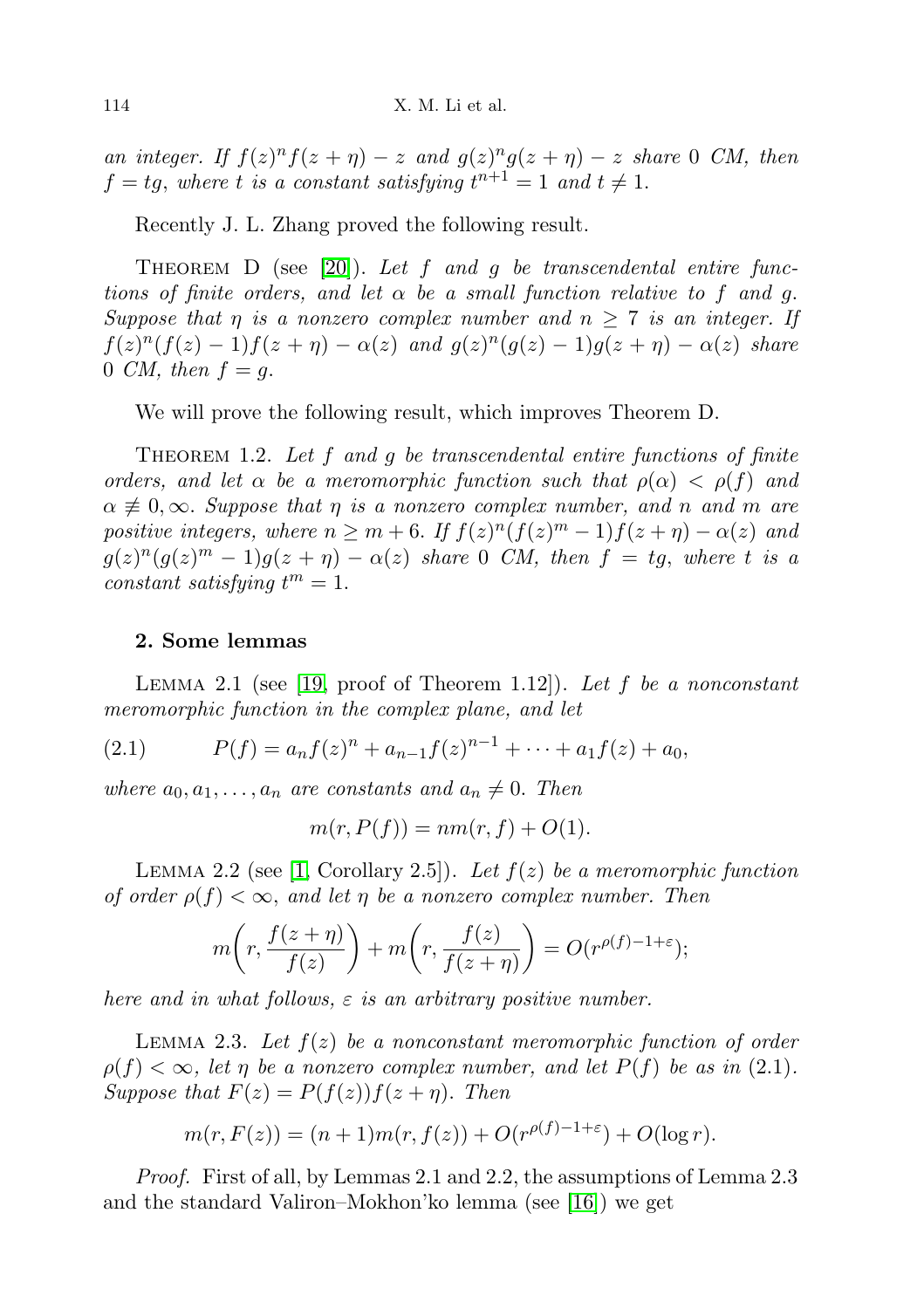*an integer. If $f(z)^n f(z+\eta) - z$ and $g(z)^n g(z+\eta) - z$ share 0 CM, then $f = tg$, where $t$ is a constant satisfying $t^{n+1} = 1$ and $t \neq 1$.*

Recently J. L. Zhang proved the following result.

Theorem D (see [20]). *Let $f$ and $g$ be transcendental entire functions of finite orders, and let $\alpha$ be a small function relative to $f$ and $g$. Suppose that $\eta$ is a nonzero complex number and $n \geq 7$ is an integer. If $f(z)^n(f(z)-1)f(z+\eta) - \alpha(z)$ and $g(z)^n(g(z)-1)g(z+\eta) - \alpha(z)$ share 0 CM, then $f = g$.*

We will prove the following result, which improves Theorem D.

Theorem 1.2. *Let $f$ and $g$ be transcendental entire functions of finite orders, and let $\alpha$ be a meromorphic function such that $\rho(\alpha) < \rho(f)$ and $\alpha \not\equiv 0, \infty$. Suppose that $\eta$ is a nonzero complex number, and $n$ and $m$ are positive integers, where $n \geq m+6$. If $f(z)^n(f(z)^m - 1)f(z+\eta) - \alpha(z)$ and $g(z)^n(g(z)^m - 1)g(z+\eta) - \alpha(z)$ share 0 CM, then $f = tg$, where $t$ is a constant satisfying $t^m = 1$.*

## 2. Some lemmas

Lemma 2.1 (see [19, proof of Theorem 1.12]). *Let $f$ be a nonconstant meromorphic function in the complex plane, and let*

$$P(f) = a_n f(z)^n + a_{n-1} f(z)^{n-1} + \cdots + a_1 f(z) + a_0, \tag{2.1}$$

*where $a_0, a_1, \ldots, a_n$ are constants and $a_n \neq 0$. Then*

$$m(r, P(f)) = nm(r, f) + O(1).$$

Lemma 2.2 (see [1, Corollary 2.5]). *Let $f(z)$ be a meromorphic function of order $\rho(f) < \infty$, and let $\eta$ be a nonzero complex number. Then*

$$m\left(r, \frac{f(z+\eta)}{f(z)}\right) + m\left(r, \frac{f(z)}{f(z+\eta)}\right) = O(r^{\rho(f)-1+\varepsilon});$$

*here and in what follows, $\varepsilon$ is an arbitrary positive number.*

Lemma 2.3. *Let $f(z)$ be a nonconstant meromorphic function of order $\rho(f) < \infty$, let $\eta$ be a nonzero complex number, and let $P(f)$ be as in (2.1). Suppose that $F(z) = P(f(z))f(z+\eta)$. Then*

$$m(r, F(z)) = (n+1)m(r, f(z)) + O(r^{\rho(f)-1+\varepsilon}) + O(\log r).$$

*Proof.* First of all, by Lemmas 2.1 and 2.2, the assumptions of Lemma 2.3 and the standard Valiron–Mokhon'ko lemma (see [16]) we get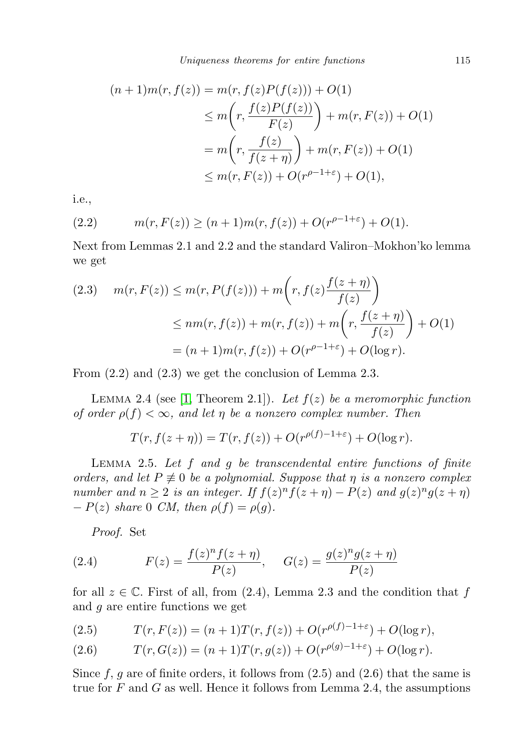$$
\begin{aligned}
(n+1)m(r, f(z)) &= m(r, f(z)P(f(z))) + O(1) \\
&\leq m\left(r, \frac{f(z)P(f(z))}{F(z)}\right) + m(r, F(z)) + O(1) \\
&= m\left(r, \frac{f(z)}{f(z+\eta)}\right) + m(r, F(z)) + O(1) \\
&\leq m(r, F(z)) + O(r^{\rho-1+\varepsilon}) + O(1),
\end{aligned}
$$

i.e.,

$$
m(r, F(z)) \geq (n+1)m(r, f(z)) + O(r^{\rho-1+\varepsilon}) + O(1). \tag{2.2}
$$

Next from Lemmas 2.1 and 2.2 and the standard Valiron–Mokhon'ko lemma we get

$$
\begin{aligned}
m(r, F(z)) &\leq m(r, P(f(z))) + m\left(r, f(z)\frac{f(z+\eta)}{f(z)}\right) \\
&\leq nm(r, f(z)) + m(r, f(z)) + m\left(r, \frac{f(z+\eta)}{f(z)}\right) + O(1) \\
&= (n+1)m(r, f(z)) + O(r^{\rho-1+\varepsilon}) + O(\log r).
\end{aligned} \tag{2.3}
$$

From (2.2) and (2.3) we get the conclusion of Lemma 2.3.

Lemma 2.4 (see [1, Theorem 2.1]). *Let $f(z)$ be a meromorphic function of order $\rho(f) < \infty$, and let $\eta$ be a nonzero complex number. Then*

$$
T(r, f(z+\eta)) = T(r, f(z)) + O(r^{\rho(f)-1+\varepsilon}) + O(\log r).
$$

Lemma 2.5. *Let $f$ and $g$ be transcendental entire functions of finite orders, and let $P \not\equiv 0$ be a polynomial. Suppose that $\eta$ is a nonzero complex number and $n \geq 2$ is an integer. If $f(z)^n f(z+\eta) - P(z)$ and $g(z)^n g(z+\eta) - P(z)$ share 0 CM, then $\rho(f) = \rho(g)$.*

*Proof.* Set

$$
F(z) = \frac{f(z)^n f(z+\eta)}{P(z)}, \qquad G(z) = \frac{g(z)^n g(z+\eta)}{P(z)} \tag{2.4}
$$

for all $z \in \mathbb{C}$. First of all, from (2.4), Lemma 2.3 and the condition that $f$ and $g$ are entire functions we get

$$
T(r, F(z)) = (n+1)T(r, f(z)) + O(r^{\rho(f)-1+\varepsilon}) + O(\log r), \tag{2.5}
$$

$$
T(r, G(z)) = (n+1)T(r, g(z)) + O(r^{\rho(g)-1+\varepsilon}) + O(\log r). \tag{2.6}
$$

Since $f$, $g$ are of finite orders, it follows from (2.5) and (2.6) that the same is true for $F$ and $G$ as well. Hence it follows from Lemma 2.4, the assumptions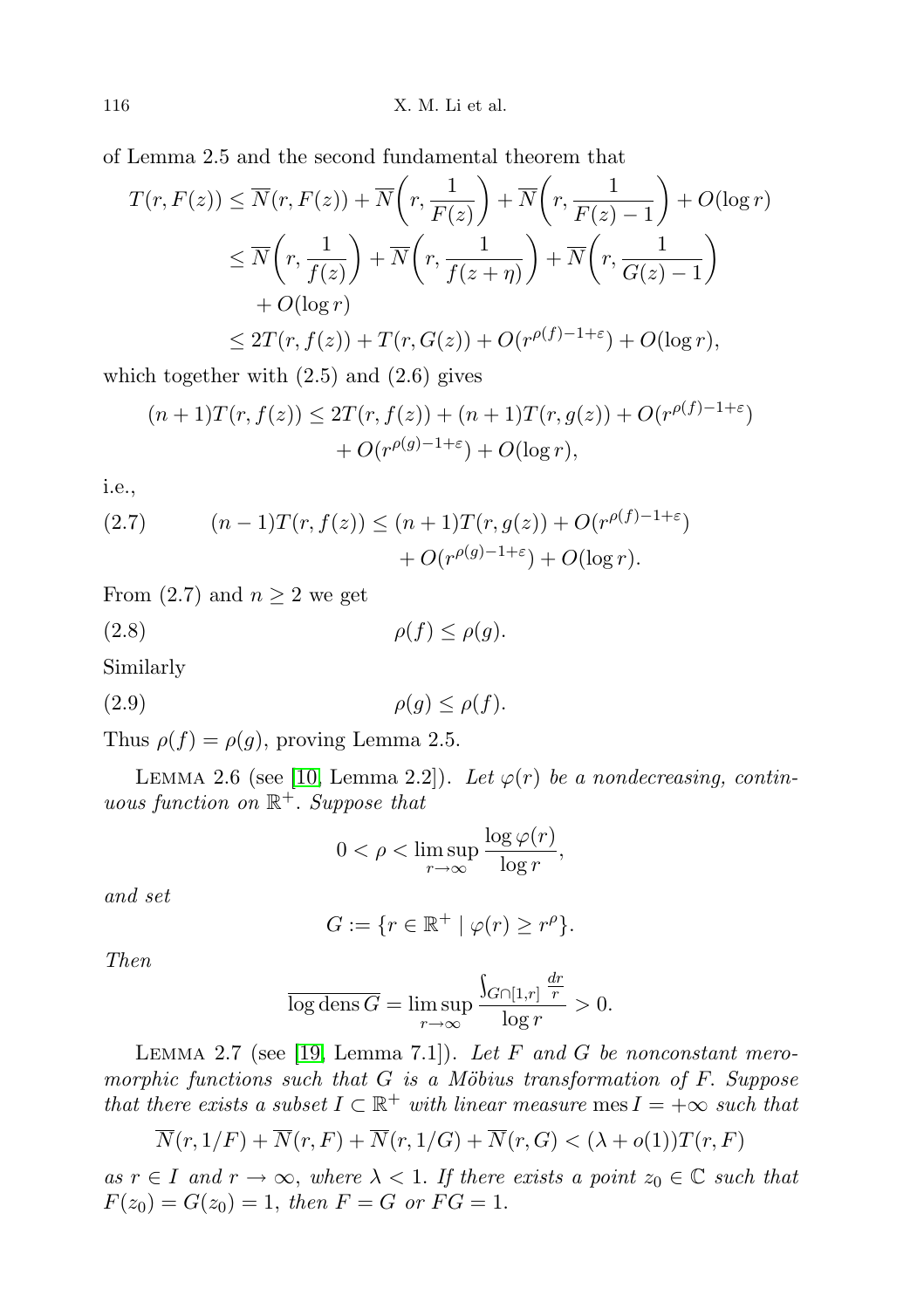of Lemma 2.5 and the second fundamental theorem that

$$
\begin{aligned}
T(r, F(z)) &\leq \overline{N}(r, F(z)) + \overline{N}\left(r, \frac{1}{F(z)}\right) + \overline{N}\left(r, \frac{1}{F(z)-1}\right) + O(\log r) \\
&\leq \overline{N}\left(r, \frac{1}{f(z)}\right) + \overline{N}\left(r, \frac{1}{f(z+\eta)}\right) + \overline{N}\left(r, \frac{1}{G(z)-1}\right) \\
&\quad + O(\log r) \\
&\leq 2T(r, f(z)) + T(r, G(z)) + O(r^{\rho(f)-1+\varepsilon}) + O(\log r),
\end{aligned}
$$

which together with (2.5) and (2.6) gives

$$
\begin{aligned}
(n+1)T(r, f(z)) \leq 2T(r, f(z)) + (n+1)T(r, g(z)) + O(r^{\rho(f)-1+\varepsilon}) \\
+ O(r^{\rho(g)-1+\varepsilon}) + O(\log r),
\end{aligned}
$$

i.e.,

$$
\begin{aligned}
(n-1)T(r, f(z)) \leq (n+1)T(r, g(z)) + O(r^{\rho(f)-1+\varepsilon}) \\
+ O(r^{\rho(g)-1+\varepsilon}) + O(\log r).
\end{aligned}
\tag{2.7}
$$

From (2.7) and $n \geq 2$ we get

$$
\rho(f) \leq \rho(g). \tag{2.8}
$$

Similarly

$$
\rho(g) \leq \rho(f). \tag{2.9}
$$

Thus $\rho(f) = \rho(g)$, proving Lemma 2.5.

Lemma 2.6 (see [10, Lemma 2.2]). *Let $\varphi(r)$ be a nondecreasing, continuous function on $\mathbb{R}^+$. Suppose that*

$$
0 < \rho < \limsup_{r \to \infty} \frac{\log \varphi(r)}{\log r},
$$

*and set*

$$
G := \{r \in \mathbb{R}^+ \mid \varphi(r) \geq r^\rho\}.
$$

*Then*

$$
\overline{\log \operatorname{dens} G} = \limsup_{r \to \infty} \frac{\int_{G \cap [1,r]} \frac{dr}{r}}{\log r} > 0.
$$

Lemma 2.7 (see [19, Lemma 7.1]). *Let $F$ and $G$ be nonconstant meromorphic functions such that $G$ is a Möbius transformation of $F$. Suppose that there exists a subset $I \subset \mathbb{R}^+$ with linear measure $\operatorname{mes} I = +\infty$ such that*

$$
\overline{N}(r, 1/F) + \overline{N}(r, F) + \overline{N}(r, 1/G) + \overline{N}(r, G) < (\lambda + o(1))T(r, F)
$$

*as $r \in I$ and $r \to \infty$, where $\lambda < 1$. If there exists a point $z_0 \in \mathbb{C}$ such that $F(z_0) = G(z_0) = 1$, then $F = G$ or $FG = 1$.*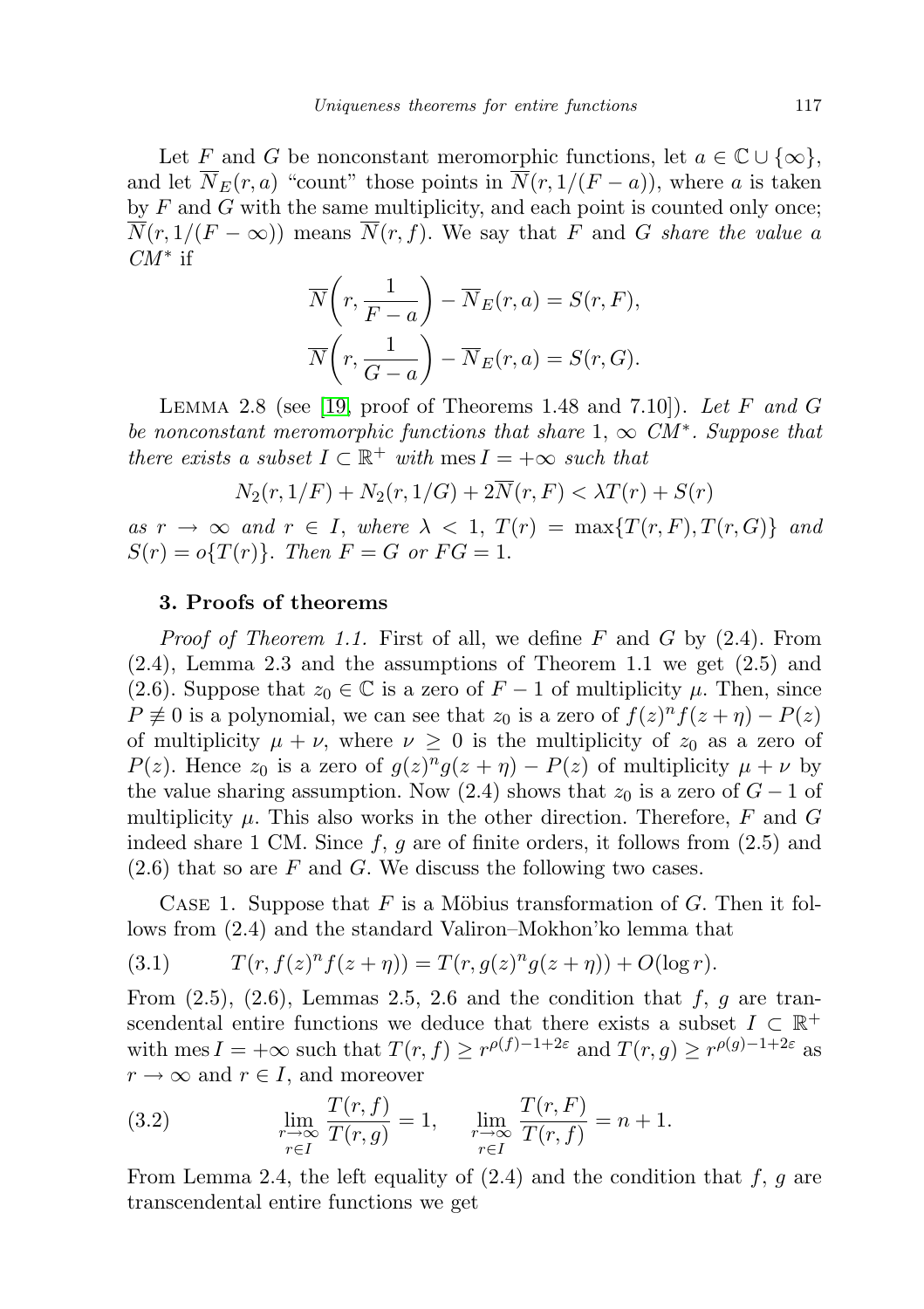Let $F$ and $G$ be nonconstant meromorphic functions, let $a \in \mathbb{C} \cup \{\infty\}$, and let $\overline{N}_E(r, a)$ "count" those points in $\overline{N}(r, 1/(F-a))$, where $a$ is taken by $F$ and $G$ with the same multiplicity, and each point is counted only once; $\overline{N}(r, 1/(F-\infty))$ means $\overline{N}(r, f)$. We say that $F$ and $G$ *share the value* $a$ *CM** if

$$\overline{N}\left(r, \frac{1}{F-a}\right) - \overline{N}_E(r, a) = S(r, F),$$
$$\overline{N}\left(r, \frac{1}{G-a}\right) - \overline{N}_E(r, a) = S(r, G).$$

Lemma 2.8 (see [19, proof of Theorems 1.48 and 7.10]). *Let $F$ and $G$ be nonconstant meromorphic functions that share $1$, $\infty$ CM*. Suppose that there exists a subset $I \subset \mathbb{R}^+$ with $\operatorname{mes} I = +\infty$ such that*

$$N_2(r, 1/F) + N_2(r, 1/G) + 2\overline{N}(r, F) < \lambda T(r) + S(r)$$

*as $r \to \infty$ and $r \in I$, where $\lambda < 1$, $T(r) = \max\{T(r, F), T(r, G)\}$ and $S(r) = o\{T(r)\}$. Then $F = G$ or $FG = 1$.*

### 3. Proofs of theorems

*Proof of Theorem 1.1.* First of all, we define $F$ and $G$ by (2.4). From (2.4), Lemma 2.3 and the assumptions of Theorem 1.1 we get (2.5) and (2.6). Suppose that $z_0 \in \mathbb{C}$ is a zero of $F - 1$ of multiplicity $\mu$. Then, since $P \not\equiv 0$ is a polynomial, we can see that $z_0$ is a zero of $f(z)^n f(z+\eta) - P(z)$ of multiplicity $\mu + \nu$, where $\nu \geq 0$ is the multiplicity of $z_0$ as a zero of $P(z)$. Hence $z_0$ is a zero of $g(z)^n g(z+\eta) - P(z)$ of multiplicity $\mu + \nu$ by the value sharing assumption. Now (2.4) shows that $z_0$ is a zero of $G - 1$ of multiplicity $\mu$. This also works in the other direction. Therefore, $F$ and $G$ indeed share 1 CM. Since $f$, $g$ are of finite orders, it follows from (2.5) and (2.6) that so are $F$ and $G$. We discuss the following two cases.

Case 1. Suppose that $F$ is a Möbius transformation of $G$. Then it follows from (2.4) and the standard Valiron–Mokhon'ko lemma that

$$T(r, f(z)^n f(z+\eta)) = T(r, g(z)^n g(z+\eta)) + O(\log r). \tag{3.1}$$

From (2.5), (2.6), Lemmas 2.5, 2.6 and the condition that $f$, $g$ are transcendental entire functions we deduce that there exists a subset $I \subset \mathbb{R}^+$ with $\operatorname{mes} I = +\infty$ such that $T(r, f) \geq r^{\rho(f)-1+2\varepsilon}$ and $T(r, g) \geq r^{\rho(g)-1+2\varepsilon}$ as $r \to \infty$ and $r \in I$, and moreover

$$\lim_{\substack{r\to\infty \\ r\in I}} \frac{T(r, f)}{T(r, g)} = 1, \qquad \lim_{\substack{r\to\infty \\ r\in I}} \frac{T(r, F)}{T(r, f)} = n + 1. \tag{3.2}$$

From Lemma 2.4, the left equality of (2.4) and the condition that $f$, $g$ are transcendental entire functions we get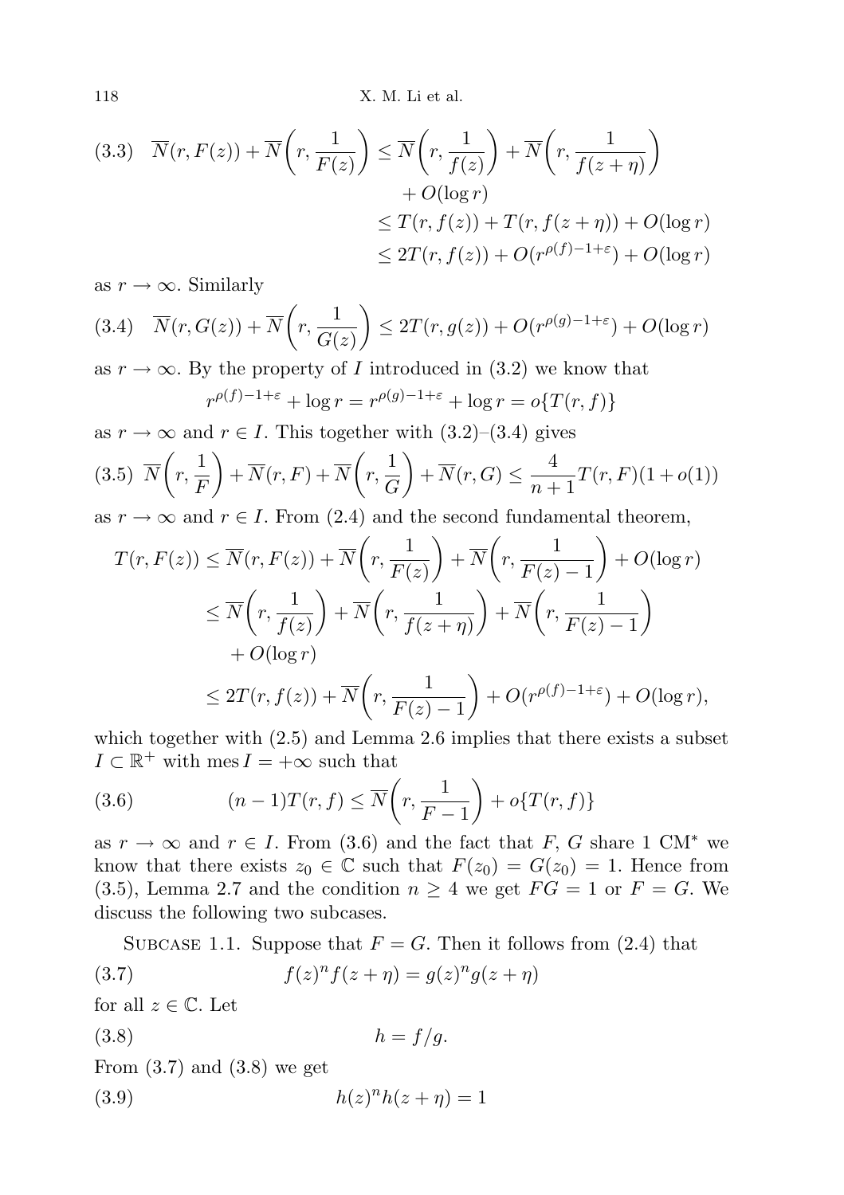$$\overline{N}(r, F(z)) + \overline{N}\left(r, \frac{1}{F(z)}\right) \le \overline{N}\left(r, \frac{1}{f(z)}\right) + \overline{N}\left(r, \frac{1}{f(z+\eta)}\right) + O(\log r) \tag{3.3}$$
$$\le T(r, f(z)) + T(r, f(z+\eta)) + O(\log r)$$
$$\le 2T(r, f(z)) + O(r^{\rho(f)-1+\varepsilon}) + O(\log r)$$

as $r \to \infty$. Similarly

$$\overline{N}(r, G(z)) + \overline{N}\left(r, \frac{1}{G(z)}\right) \le 2T(r, g(z)) + O(r^{\rho(g)-1+\varepsilon}) + O(\log r) \tag{3.4}$$

as $r \to \infty$. By the property of $I$ introduced in (3.2) we know that

$$r^{\rho(f)-1+\varepsilon} + \log r = r^{\rho(g)-1+\varepsilon} + \log r = o\{T(r, f)\}$$

as $r \to \infty$ and $r \in I$. This together with (3.2)–(3.4) gives

$$\overline{N}\left(r, \frac{1}{F}\right) + \overline{N}(r, F) + \overline{N}\left(r, \frac{1}{G}\right) + \overline{N}(r, G) \le \frac{4}{n+1} T(r, F)(1 + o(1)) \tag{3.5}$$

as $r \to \infty$ and $r \in I$. From (2.4) and the second fundamental theorem,

$$T(r, F(z)) \le \overline{N}(r, F(z)) + \overline{N}\left(r, \frac{1}{F(z)}\right) + \overline{N}\left(r, \frac{1}{F(z)-1}\right) + O(\log r)$$
$$\le \overline{N}\left(r, \frac{1}{f(z)}\right) + \overline{N}\left(r, \frac{1}{f(z+\eta)}\right) + \overline{N}\left(r, \frac{1}{F(z)-1}\right) + O(\log r)$$
$$\le 2T(r, f(z)) + \overline{N}\left(r, \frac{1}{F(z)-1}\right) + O(r^{\rho(f)-1+\varepsilon}) + O(\log r),$$

which together with (2.5) and Lemma 2.6 implies that there exists a subset $I \subset \mathbb{R}^+$ with $\operatorname{mes} I = +\infty$ such that

$$(n-1)T(r, f) \le \overline{N}\left(r, \frac{1}{F-1}\right) + o\{T(r, f)\} \tag{3.6}$$

as $r \to \infty$ and $r \in I$. From (3.6) and the fact that $F$, $G$ share 1 CM* we know that there exists $z_0 \in \mathbb{C}$ such that $F(z_0) = G(z_0) = 1$. Hence from (3.5), Lemma 2.7 and the condition $n \ge 4$ we get $FG = 1$ or $F = G$. We discuss the following two subcases.

Subcase 1.1. Suppose that $F = G$. Then it follows from (2.4) that

$$f(z)^n f(z+\eta) = g(z)^n g(z+\eta) \tag{3.7}$$

for all $z \in \mathbb{C}$. Let

$$h = f/g. \tag{3.8}$$

From (3.7) and (3.8) we get

$$h(z)^n h(z+\eta) = 1 \tag{3.9}$$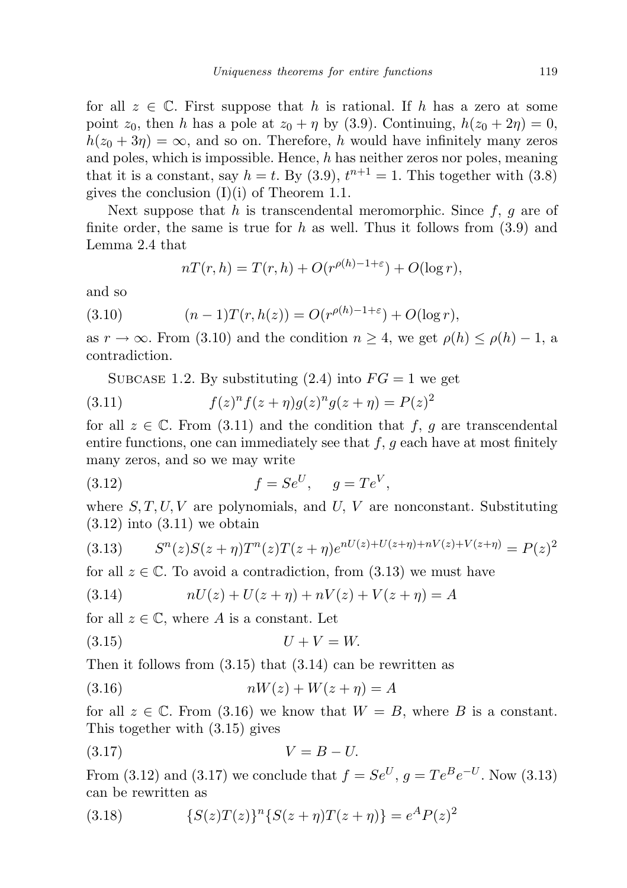for all $z \in \mathbb{C}$. First suppose that $h$ is rational. If $h$ has a zero at some point $z_0$, then $h$ has a pole at $z_0 + \eta$ by (3.9). Continuing, $h(z_0 + 2\eta) = 0$, $h(z_0 + 3\eta) = \infty$, and so on. Therefore, $h$ would have infinitely many zeros and poles, which is impossible. Hence, $h$ has neither zeros nor poles, meaning that it is a constant, say $h = t$. By (3.9), $t^{n+1} = 1$. This together with (3.8) gives the conclusion (I)(i) of Theorem 1.1.

Next suppose that $h$ is transcendental meromorphic. Since $f$, $g$ are of finite order, the same is true for $h$ as well. Thus it follows from (3.9) and Lemma 2.4 that

$$nT(r,h) = T(r,h) + O(r^{\rho(h)-1+\varepsilon}) + O(\log r),$$

and so

$$(n-1)T(r,h(z)) = O(r^{\rho(h)-1+\varepsilon}) + O(\log r), \tag{3.10}$$

as $r \to \infty$. From (3.10) and the condition $n \geq 4$, we get $\rho(h) \leq \rho(h) - 1$, a contradiction.

Subcase 1.2. By substituting (2.4) into $FG = 1$ we get

$$f(z)^n f(z+\eta) g(z)^n g(z+\eta) = P(z)^2 \tag{3.11}$$

for all $z \in \mathbb{C}$. From (3.11) and the condition that $f$, $g$ are transcendental entire functions, one can immediately see that $f$, $g$ each have at most finitely many zeros, and so we may write

$$f = Se^U, \quad g = Te^V, \tag{3.12}$$

where $S, T, U, V$ are polynomials, and $U$, $V$ are nonconstant. Substituting (3.12) into (3.11) we obtain

$$S^n(z)S(z+\eta)T^n(z)T(z+\eta)e^{nU(z)+U(z+\eta)+nV(z)+V(z+\eta)} = P(z)^2 \tag{3.13}$$

for all $z \in \mathbb{C}$. To avoid a contradiction, from (3.13) we must have

$$nU(z) + U(z+\eta) + nV(z) + V(z+\eta) = A \tag{3.14}$$

for all $z \in \mathbb{C}$, where $A$ is a constant. Let

$$U + V = W. \tag{3.15}$$

Then it follows from (3.15) that (3.14) can be rewritten as

$$nW(z) + W(z+\eta) = A \tag{3.16}$$

for all $z \in \mathbb{C}$. From (3.16) we know that $W = B$, where $B$ is a constant. This together with (3.15) gives

$$V = B - U. \tag{3.17}$$

From (3.12) and (3.17) we conclude that $f = Se^U$, $g = Te^Be^{-U}$. Now (3.13) can be rewritten as

$$\{S(z)T(z)\}^n\{S(z+\eta)T(z+\eta)\} = e^A P(z)^2 \tag{3.18}$$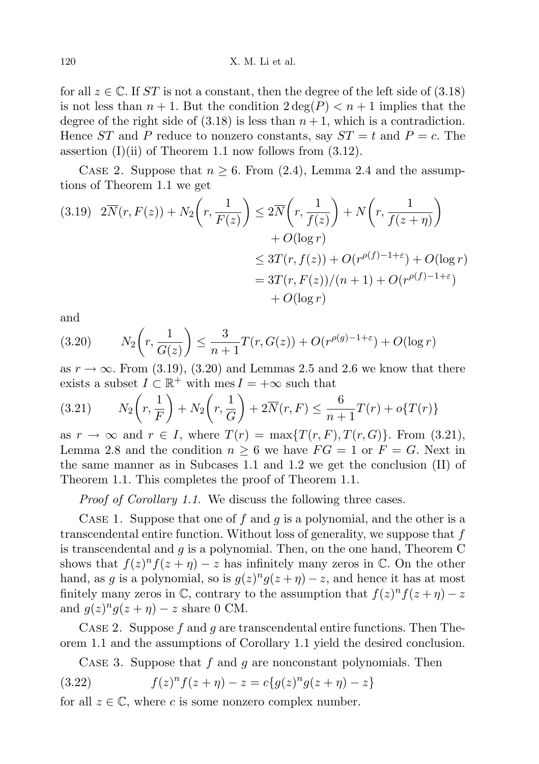for all $z \in \mathbb{C}$. If $ST$ is not a constant, then the degree of the left side of (3.18) is not less than $n+1$. But the condition $2\deg(P) < n+1$ implies that the degree of the right side of (3.18) is less than $n+1$, which is a contradiction. Hence $ST$ and $P$ reduce to nonzero constants, say $ST = t$ and $P = c$. The assertion (I)(ii) of Theorem 1.1 now follows from (3.12).

CASE 2. Suppose that $n \geq 6$. From (2.4), Lemma 2.4 and the assumptions of Theorem 1.1 we get

$$
\begin{aligned}
(3.19)\quad 2\overline{N}(r, F(z)) + N_2\left(r, \frac{1}{F(z)}\right) &\leq 2\overline{N}\left(r, \frac{1}{f(z)}\right) + N\left(r, \frac{1}{f(z+\eta)}\right) \\
&\quad + O(\log r) \\
&\leq 3T(r, f(z)) + O(r^{\rho(f)-1+\varepsilon}) + O(\log r) \\
&= 3T(r, F(z))/(n+1) + O(r^{\rho(f)-1+\varepsilon}) \\
&\quad + O(\log r)
\end{aligned}
$$

and

$$
(3.20)\qquad N_2\left(r, \frac{1}{G(z)}\right) \leq \frac{3}{n+1}T(r, G(z)) + O(r^{\rho(g)-1+\varepsilon}) + O(\log r)
$$

as $r \to \infty$. From (3.19), (3.20) and Lemmas 2.5 and 2.6 we know that there exists a subset $I \subset \mathbb{R}^+$ with $\operatorname{mes} I = +\infty$ such that

$$
(3.21)\qquad N_2\left(r, \frac{1}{F}\right) + N_2\left(r, \frac{1}{G}\right) + 2\overline{N}(r, F) \leq \frac{6}{n+1}T(r) + o\{T(r)\}
$$

as $r \to \infty$ and $r \in I$, where $T(r) = \max\{T(r, F), T(r, G)\}$. From (3.21), Lemma 2.8 and the condition $n \geq 6$ we have $FG = 1$ or $F = G$. Next in the same manner as in Subcases 1.1 and 1.2 we get the conclusion (II) of Theorem 1.1. This completes the proof of Theorem 1.1.

*Proof of Corollary 1.1.* We discuss the following three cases.

CASE 1. Suppose that one of $f$ and $g$ is a polynomial, and the other is a transcendental entire function. Without loss of generality, we suppose that $f$ is transcendental and $g$ is a polynomial. Then, on the one hand, Theorem C shows that $f(z)^n f(z+\eta) - z$ has infinitely many zeros in $\mathbb{C}$. On the other hand, as $g$ is a polynomial, so is $g(z)^n g(z+\eta) - z$, and hence it has at most finitely many zeros in $\mathbb{C}$, contrary to the assumption that $f(z)^n f(z+\eta) - z$ and $g(z)^n g(z+\eta) - z$ share 0 CM.

CASE 2. Suppose $f$ and $g$ are transcendental entire functions. Then Theorem 1.1 and the assumptions of Corollary 1.1 yield the desired conclusion.

CASE 3. Suppose that $f$ and $g$ are nonconstant polynomials. Then

$$
(3.22)\qquad f(z)^n f(z+\eta) - z = c\{g(z)^n g(z+\eta) - z\}
$$

for all $z \in \mathbb{C}$, where $c$ is some nonzero complex number.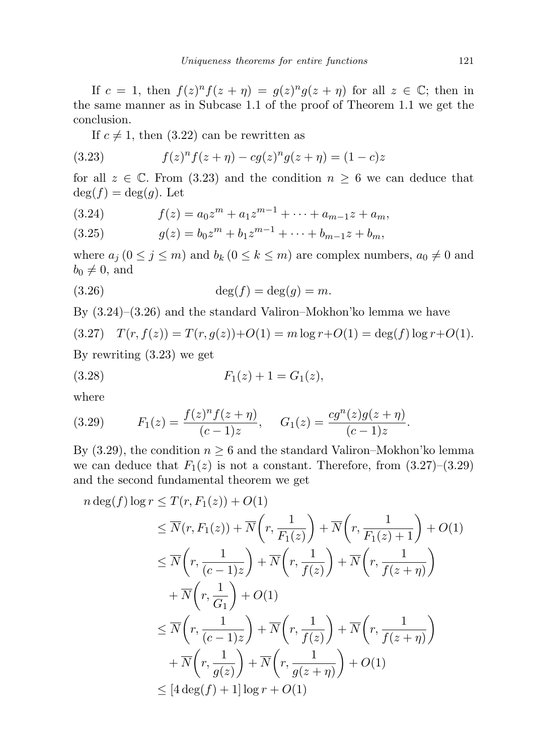If $c = 1$, then $f(z)^n f(z+\eta) = g(z)^n g(z+\eta)$ for all $z \in \mathbb{C}$; then in the same manner as in Subcase 1.1 of the proof of Theorem 1.1 we get the conclusion.

If $c \neq 1$, then (3.22) can be rewritten as

$$f(z)^n f(z+\eta) - c g(z)^n g(z+\eta) = (1-c)z \tag{3.23}$$

for all $z \in \mathbb{C}$. From (3.23) and the condition $n \geq 6$ we can deduce that $\deg(f) = \deg(g)$. Let

$$f(z) = a_0 z^m + a_1 z^{m-1} + \cdots + a_{m-1} z + a_m, \tag{3.24}$$

$$g(z) = b_0 z^m + b_1 z^{m-1} + \cdots + b_{m-1} z + b_m, \tag{3.25}$$

where $a_j\ (0 \leq j \leq m)$ and $b_k\ (0 \leq k \leq m)$ are complex numbers, $a_0 \neq 0$ and $b_0 \neq 0$, and

$$\deg(f) = \deg(g) = m. \tag{3.26}$$

By (3.24)–(3.26) and the standard Valiron–Mokhon'ko lemma we have

$$T(r, f(z)) = T(r, g(z)) + O(1) = m \log r + O(1) = \deg(f) \log r + O(1). \tag{3.27}$$

By rewriting (3.23) we get

$$F_1(z) + 1 = G_1(z), \tag{3.28}$$

where

$$F_1(z) = \frac{f(z)^n f(z+\eta)}{(c-1)z}, \quad G_1(z) = \frac{c g^n(z) g(z+\eta)}{(c-1)z}. \tag{3.29}$$

By (3.29), the condition $n \geq 6$ and the standard Valiron–Mokhon'ko lemma we can deduce that $F_1(z)$ is not a constant. Therefore, from (3.27)–(3.29) and the second fundamental theorem we get

$$\begin{aligned}
n \deg(f) \log r &\leq T(r, F_1(z)) + O(1) \\
&\leq \overline{N}(r, F_1(z)) + \overline{N}\left(r, \frac{1}{F_1(z)}\right) + \overline{N}\left(r, \frac{1}{F_1(z)+1}\right) + O(1) \\
&\leq \overline{N}\left(r, \frac{1}{(c-1)z}\right) + \overline{N}\left(r, \frac{1}{f(z)}\right) + \overline{N}\left(r, \frac{1}{f(z+\eta)}\right) \\
&\quad + \overline{N}\left(r, \frac{1}{G_1}\right) + O(1) \\
&\leq \overline{N}\left(r, \frac{1}{(c-1)z}\right) + \overline{N}\left(r, \frac{1}{f(z)}\right) + \overline{N}\left(r, \frac{1}{f(z+\eta)}\right) \\
&\quad + \overline{N}\left(r, \frac{1}{g(z)}\right) + \overline{N}\left(r, \frac{1}{g(z+\eta)}\right) + O(1) \\
&\leq [4 \deg(f) + 1] \log r + O(1)
\end{aligned}$$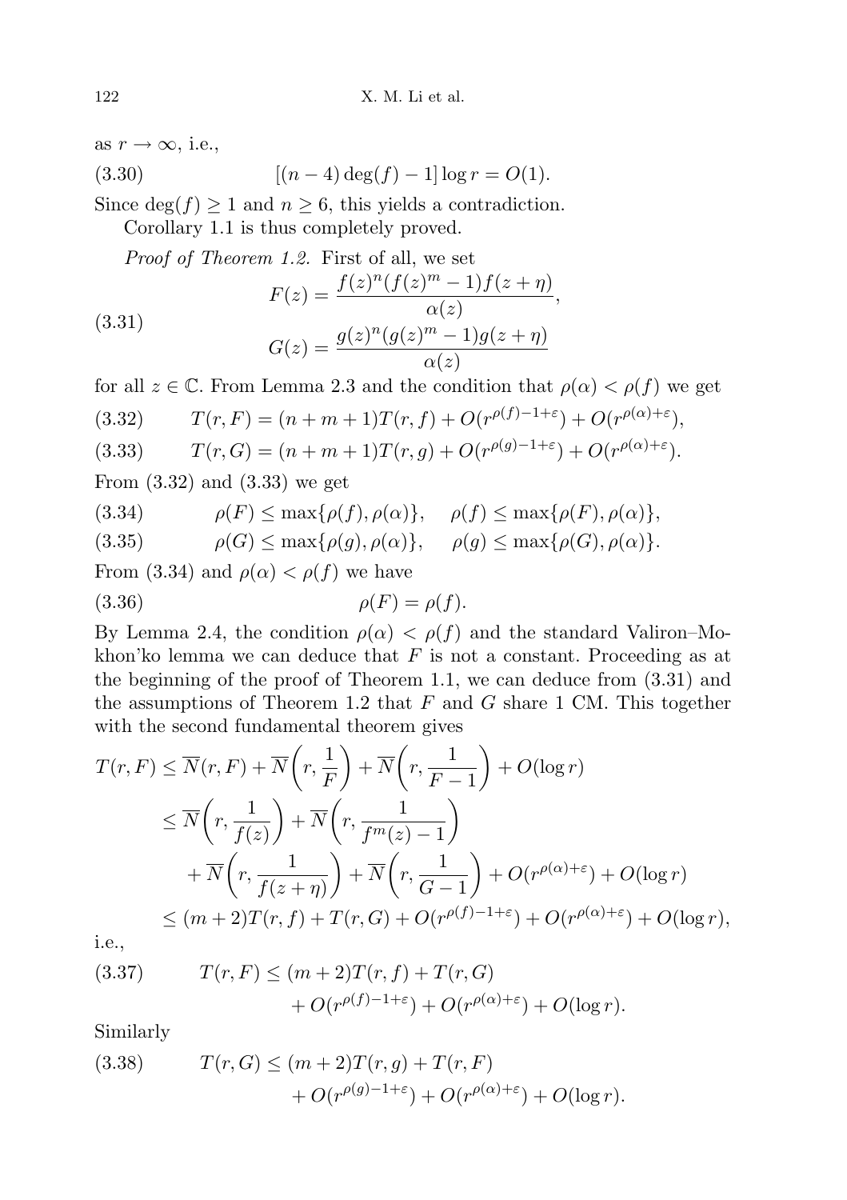as $r \to \infty$, i.e.,

$$[(n-4)\deg(f) - 1]\log r = O(1). \tag{3.30}$$

Since $\deg(f) \geq 1$ and $n \geq 6$, this yields a contradiction.

Corollary 1.1 is thus completely proved.

*Proof of Theorem 1.2.* First of all, we set

$$\begin{aligned} F(z) &= \frac{f(z)^n (f(z)^m - 1) f(z+\eta)}{\alpha(z)}, \\ G(z) &= \frac{g(z)^n (g(z)^m - 1) g(z+\eta)}{\alpha(z)} \end{aligned} \tag{3.31}$$

for all $z \in \mathbb{C}$. From Lemma 2.3 and the condition that $\rho(\alpha) < \rho(f)$ we get

$$T(r,F) = (n+m+1)T(r,f) + O(r^{\rho(f)-1+\varepsilon}) + O(r^{\rho(\alpha)+\varepsilon}), \tag{3.32}$$

$$T(r,G) = (n+m+1)T(r,g) + O(r^{\rho(g)-1+\varepsilon}) + O(r^{\rho(\alpha)+\varepsilon}). \tag{3.33}$$

From (3.32) and (3.33) we get

$$\rho(F) \leq \max\{\rho(f), \rho(\alpha)\}, \quad \rho(f) \leq \max\{\rho(F), \rho(\alpha)\}, \tag{3.34}$$

$$\rho(G) \leq \max\{\rho(g), \rho(\alpha)\}, \quad \rho(g) \leq \max\{\rho(G), \rho(\alpha)\}. \tag{3.35}$$

From (3.34) and $\rho(\alpha) < \rho(f)$ we have

$$\rho(F) = \rho(f). \tag{3.36}$$

By Lemma 2.4, the condition $\rho(\alpha) < \rho(f)$ and the standard Valiron–Mokhon'ko lemma we can deduce that $F$ is not a constant. Proceeding as at the beginning of the proof of Theorem 1.1, we can deduce from (3.31) and the assumptions of Theorem 1.2 that $F$ and $G$ share 1 CM. This together with the second fundamental theorem gives

$$\begin{aligned} T(r,F) &\leq \overline{N}(r,F) + \overline{N}\left(r, \frac{1}{F}\right) + \overline{N}\left(r, \frac{1}{F-1}\right) + O(\log r) \\ &\leq \overline{N}\left(r, \frac{1}{f(z)}\right) + \overline{N}\left(r, \frac{1}{f^m(z)-1}\right) \\ &\quad + \overline{N}\left(r, \frac{1}{f(z+\eta)}\right) + \overline{N}\left(r, \frac{1}{G-1}\right) + O(r^{\rho(\alpha)+\varepsilon}) + O(\log r) \\ &\leq (m+2)T(r,f) + T(r,G) + O(r^{\rho(f)-1+\varepsilon}) + O(r^{\rho(\alpha)+\varepsilon}) + O(\log r), \end{aligned}$$

i.e.,

$$\begin{aligned} T(r,F) \leq{}& (m+2)T(r,f) + T(r,G) \\ &+ O(r^{\rho(f)-1+\varepsilon}) + O(r^{\rho(\alpha)+\varepsilon}) + O(\log r). \end{aligned} \tag{3.37}$$

Similarly

$$\begin{aligned} T(r,G) \leq{}& (m+2)T(r,g) + T(r,F) \\ &+ O(r^{\rho(g)-1+\varepsilon}) + O(r^{\rho(\alpha)+\varepsilon}) + O(\log r). \end{aligned} \tag{3.38}$$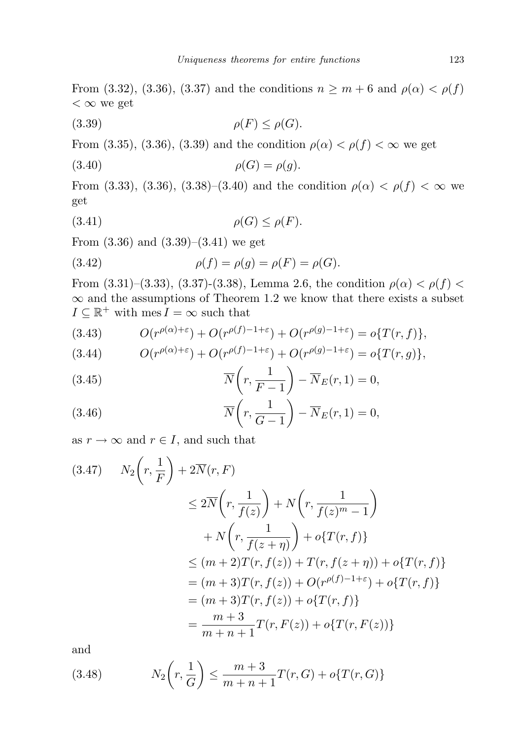From (3.32), (3.36), (3.37) and the conditions $n \geq m+6$ and $\rho(\alpha) < \rho(f) < \infty$ we get

$$\rho(F) \leq \rho(G). \tag{3.39}$$

From (3.35), (3.36), (3.39) and the condition $\rho(\alpha) < \rho(f) < \infty$ we get

$$\rho(G) = \rho(g). \tag{3.40}$$

From (3.33), (3.36), (3.38)–(3.40) and the condition $\rho(\alpha) < \rho(f) < \infty$ we get

$$\rho(G) \leq \rho(F). \tag{3.41}$$

From (3.36) and (3.39)–(3.41) we get

$$\rho(f) = \rho(g) = \rho(F) = \rho(G). \tag{3.42}$$

From (3.31)–(3.33), (3.37)-(3.38), Lemma 2.6, the condition $\rho(\alpha) < \rho(f) < \infty$ and the assumptions of Theorem 1.2 we know that there exists a subset $I \subseteq \mathbb{R}^+$ with $\operatorname{mes} I = \infty$ such that

$$O(r^{\rho(\alpha)+\varepsilon}) + O(r^{\rho(f)-1+\varepsilon}) + O(r^{\rho(g)-1+\varepsilon}) = o\{T(r,f)\}, \tag{3.43}$$

$$O(r^{\rho(\alpha)+\varepsilon}) + O(r^{\rho(f)-1+\varepsilon}) + O(r^{\rho(g)-1+\varepsilon}) = o\{T(r,g)\}, \tag{3.44}$$

$$\overline{N}\left(r, \frac{1}{F-1}\right) - \overline{N}_E(r,1) = 0, \tag{3.45}$$

$$\overline{N}\left(r, \frac{1}{G-1}\right) - \overline{N}_E(r,1) = 0, \tag{3.46}$$

as $r \to \infty$ and $r \in I$, and such that

$$\begin{aligned} N_2\left(r, \frac{1}{F}\right) + 2\overline{N}(r,F) &\leq 2\overline{N}\left(r, \frac{1}{f(z)}\right) + N\left(r, \frac{1}{f(z)^m - 1}\right) \\ &\quad + N\left(r, \frac{1}{f(z+\eta)}\right) + o\{T(r,f)\} \\ &\leq (m+2)T(r,f(z)) + T(r,f(z+\eta)) + o\{T(r,f)\} \\ &= (m+3)T(r,f(z)) + O(r^{\rho(f)-1+\varepsilon}) + o\{T(r,f)\} \\ &= (m+3)T(r,f(z)) + o\{T(r,f)\} \\ &= \frac{m+3}{m+n+1}T(r,F(z)) + o\{T(r,F(z))\} \end{aligned} \tag{3.47}$$

and

$$N_2\left(r, \frac{1}{G}\right) \leq \frac{m+3}{m+n+1}T(r,G) + o\{T(r,G)\} \tag{3.48}$$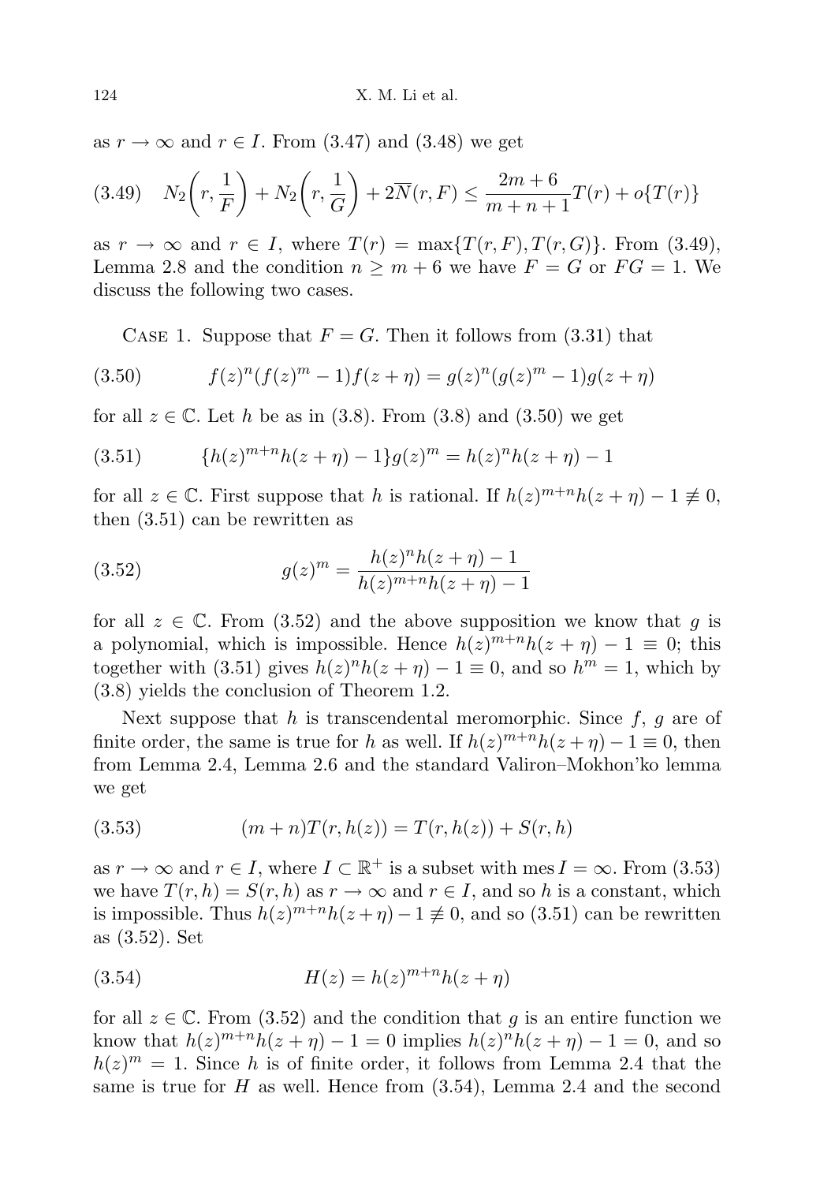as $r \to \infty$ and $r \in I$. From (3.47) and (3.48) we get

$$(3.49) \quad N_2\left(r, \frac{1}{F}\right) + N_2\left(r, \frac{1}{G}\right) + 2\overline{N}(r, F) \le \frac{2m+6}{m+n+1} T(r) + o\{T(r)\}$$

as $r \to \infty$ and $r \in I$, where $T(r) = \max\{T(r,F), T(r,G)\}$. From (3.49), Lemma 2.8 and the condition $n \ge m+6$ we have $F = G$ or $FG = 1$. We discuss the following two cases.

CASE 1. Suppose that $F = G$. Then it follows from (3.31) that

$$(3.50) \qquad f(z)^n (f(z)^m - 1) f(z+\eta) = g(z)^n (g(z)^m - 1) g(z+\eta)$$

for all $z \in \mathbb{C}$. Let $h$ be as in (3.8). From (3.8) and (3.50) we get

$$(3.51) \qquad \{h(z)^{m+n} h(z+\eta) - 1\} g(z)^m = h(z)^n h(z+\eta) - 1$$

for all $z \in \mathbb{C}$. First suppose that $h$ is rational. If $h(z)^{m+n} h(z+\eta) - 1 \not\equiv 0$, then (3.51) can be rewritten as

$$(3.52) \qquad g(z)^m = \frac{h(z)^n h(z+\eta) - 1}{h(z)^{m+n} h(z+\eta) - 1}$$

for all $z \in \mathbb{C}$. From (3.52) and the above supposition we know that $g$ is a polynomial, which is impossible. Hence $h(z)^{m+n} h(z+\eta) - 1 \equiv 0$; this together with (3.51) gives $h(z)^n h(z+\eta) - 1 \equiv 0$, and so $h^m = 1$, which by (3.8) yields the conclusion of Theorem 1.2.

Next suppose that $h$ is transcendental meromorphic. Since $f$, $g$ are of finite order, the same is true for $h$ as well. If $h(z)^{m+n} h(z+\eta) - 1 \equiv 0$, then from Lemma 2.4, Lemma 2.6 and the standard Valiron–Mokhon'ko lemma we get

$$(3.53) \qquad (m+n) T(r, h(z)) = T(r, h(z)) + S(r, h)$$

as $r \to \infty$ and $r \in I$, where $I \subset \mathbb{R}^+$ is a subset with $\operatorname{mes} I = \infty$. From (3.53) we have $T(r,h) = S(r,h)$ as $r \to \infty$ and $r \in I$, and so $h$ is a constant, which is impossible. Thus $h(z)^{m+n} h(z+\eta) - 1 \not\equiv 0$, and so (3.51) can be rewritten as (3.52). Set

$$(3.54) \qquad H(z) = h(z)^{m+n} h(z+\eta)$$

for all $z \in \mathbb{C}$. From (3.52) and the condition that $g$ is an entire function we know that $h(z)^{m+n} h(z+\eta) - 1 = 0$ implies $h(z)^n h(z+\eta) - 1 = 0$, and so $h(z)^m = 1$. Since $h$ is of finite order, it follows from Lemma 2.4 that the same is true for $H$ as well. Hence from (3.54), Lemma 2.4 and the second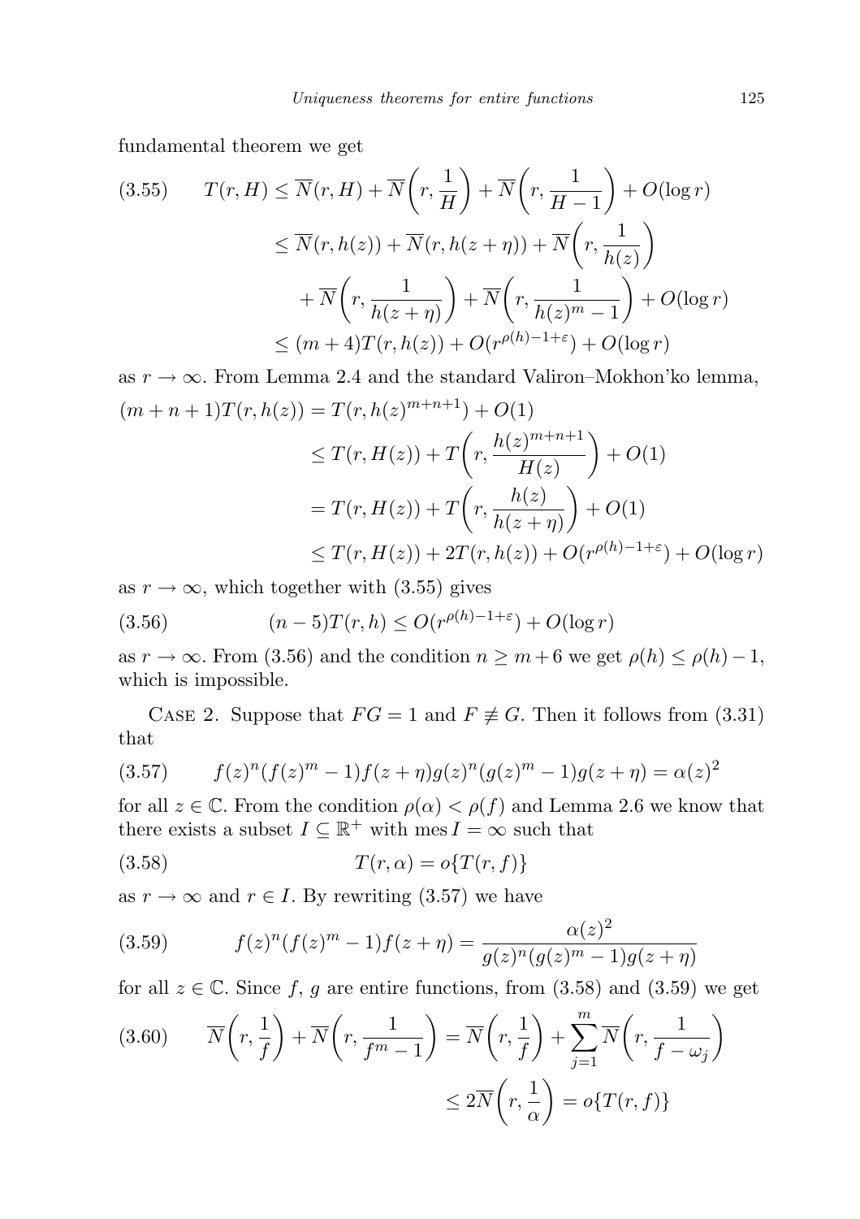fundamental theorem we get

$$
\begin{aligned}
(3.55)\qquad T(r,H) &\le \overline{N}(r,H) + \overline{N}\left(r,\frac{1}{H}\right) + \overline{N}\left(r,\frac{1}{H-1}\right) + O(\log r)\\
&\le \overline{N}(r,h(z)) + \overline{N}(r,h(z+\eta)) + \overline{N}\left(r,\frac{1}{h(z)}\right)\\
&\quad + \overline{N}\left(r,\frac{1}{h(z+\eta)}\right) + \overline{N}\left(r,\frac{1}{h(z)^m-1}\right) + O(\log r)\\
&\le (m+4)T(r,h(z)) + O(r^{\rho(h)-1+\varepsilon}) + O(\log r)
\end{aligned}
$$

as $r\to\infty$. From Lemma 2.4 and the standard Valiron–Mokhon'ko lemma,

$$
\begin{aligned}
(m+n+1)T(r,h(z)) &= T(r,h(z)^{m+n+1}) + O(1)\\
&\le T(r,H(z)) + T\left(r,\frac{h(z)^{m+n+1}}{H(z)}\right) + O(1)\\
&= T(r,H(z)) + T\left(r,\frac{h(z)}{h(z+\eta)}\right) + O(1)\\
&\le T(r,H(z)) + 2T(r,h(z)) + O(r^{\rho(h)-1+\varepsilon}) + O(\log r)
\end{aligned}
$$

as $r\to\infty$, which together with (3.55) gives

$$
(3.56)\qquad (n-5)T(r,h) \le O(r^{\rho(h)-1+\varepsilon}) + O(\log r)
$$

as $r\to\infty$. From (3.56) and the condition $n\ge m+6$ we get $\rho(h)\le\rho(h)-1$, which is impossible.

Case 2. Suppose that $FG=1$ and $F\not\equiv G$. Then it follows from (3.31) that

$$
(3.57)\qquad f(z)^n(f(z)^m-1)f(z+\eta)g(z)^n(g(z)^m-1)g(z+\eta) = \alpha(z)^2
$$

for all $z\in\mathbb{C}$. From the condition $\rho(\alpha)<\rho(f)$ and Lemma 2.6 we know that there exists a subset $I\subseteq\mathbb{R}^+$ with $\operatorname{mes} I=\infty$ such that

$$
(3.58)\qquad T(r,\alpha) = o\{T(r,f)\}
$$

as $r\to\infty$ and $r\in I$. By rewriting (3.57) we have

$$
(3.59)\qquad f(z)^n(f(z)^m-1)f(z+\eta) = \frac{\alpha(z)^2}{g(z)^n(g(z)^m-1)g(z+\eta)}
$$

for all $z\in\mathbb{C}$. Since $f$, $g$ are entire functions, from (3.58) and (3.59) we get

$$
\begin{aligned}
(3.60)\qquad \overline{N}\left(r,\frac{1}{f}\right) + \overline{N}\left(r,\frac{1}{f^m-1}\right) &= \overline{N}\left(r,\frac{1}{f}\right) + \sum_{j=1}^{m}\overline{N}\left(r,\frac{1}{f-\omega_j}\right)\\
&\le 2\overline{N}\left(r,\frac{1}{\alpha}\right) = o\{T(r,f)\}
\end{aligned}
$$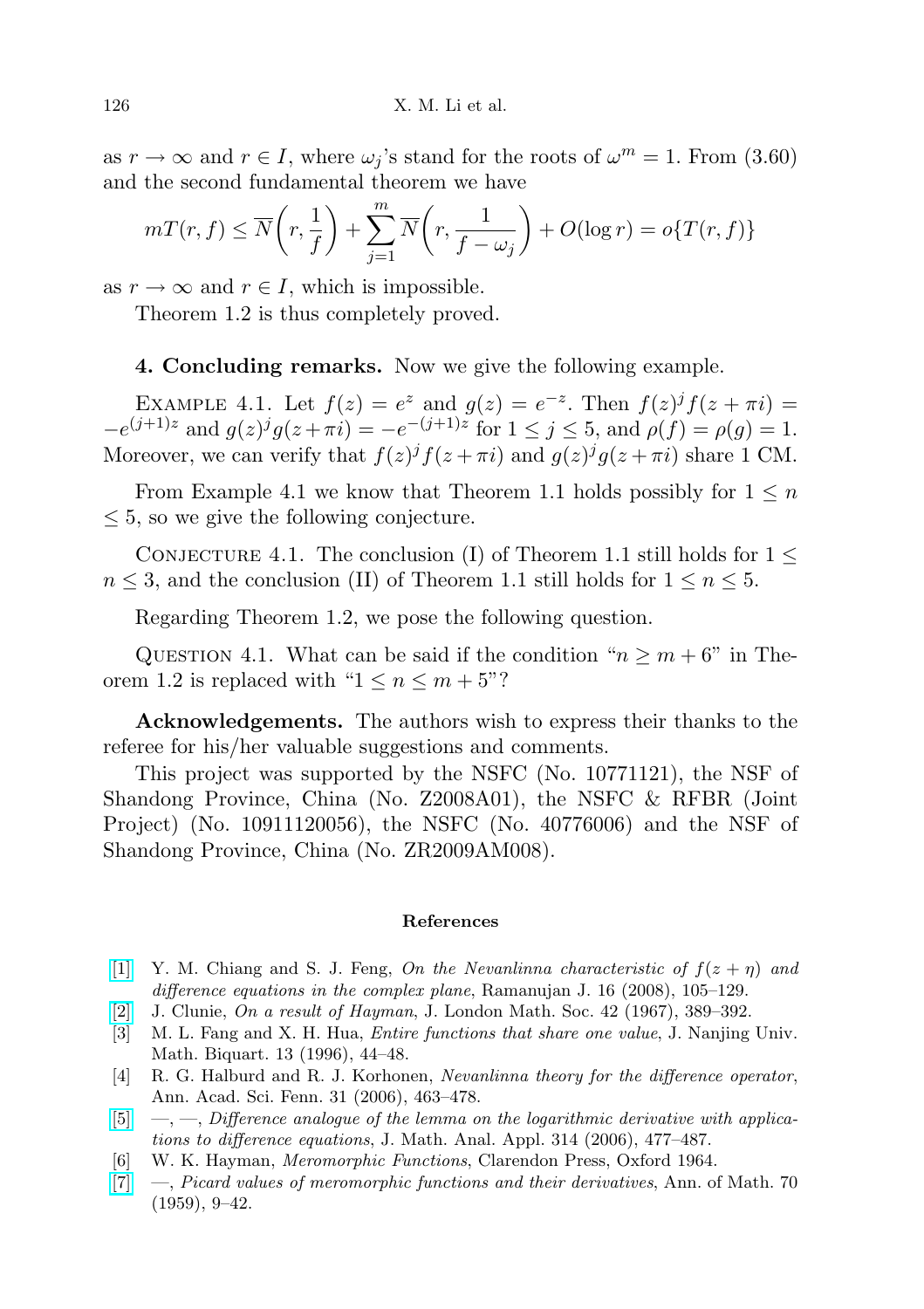as $r \to \infty$ and $r \in I$, where $\omega_j$'s stand for the roots of $\omega^m = 1$. From (3.60) and the second fundamental theorem we have

$$mT(r, f) \le \overline{N}\left(r, \frac{1}{f}\right) + \sum_{j=1}^{m} \overline{N}\left(r, \frac{1}{f - \omega_j}\right) + O(\log r) = o\{T(r, f)\}$$

as $r \to \infty$ and $r \in I$, which is impossible.

Theorem 1.2 is thus completely proved.

**4. Concluding remarks.** Now we give the following example.

Example 4.1. Let $f(z) = e^z$ and $g(z) = e^{-z}$. Then $f(z)^j f(z + \pi i) = -e^{(j+1)z}$ and $g(z)^j g(z+\pi i) = -e^{-(j+1)z}$ for $1 \le j \le 5$, and $\rho(f) = \rho(g) = 1$. Moreover, we can verify that $f(z)^j f(z + \pi i)$ and $g(z)^j g(z + \pi i)$ share 1 CM.

From Example 4.1 we know that Theorem 1.1 holds possibly for $1 \le n \le 5$, so we give the following conjecture.

Conjecture 4.1. The conclusion (I) of Theorem 1.1 still holds for $1 \le n \le 3$, and the conclusion (II) of Theorem 1.1 still holds for $1 \le n \le 5$.

Regarding Theorem 1.2, we pose the following question.

Question 4.1. What can be said if the condition "$n \ge m + 6$" in Theorem 1.2 is replaced with "$1 \le n \le m + 5$"?

**Acknowledgements.** The authors wish to express their thanks to the referee for his/her valuable suggestions and comments.

This project was supported by the NSFC (No. 10771121), the NSF of Shandong Province, China (No. Z2008A01), the NSFC & RFBR (Joint Project) (No. 10911120056), the NSFC (No. 40776006) and the NSF of Shandong Province, China (No. ZR2009AM008).

## References

[1] Y. M. Chiang and S. J. Feng, *On the Nevanlinna characteristic of $f(z + \eta)$ and difference equations in the complex plane*, Ramanujan J. 16 (2008), 105–129.

[2] J. Clunie, *On a result of Hayman*, J. London Math. Soc. 42 (1967), 389–392.

[3] M. L. Fang and X. H. Hua, *Entire functions that share one value*, J. Nanjing Univ. Math. Biquart. 13 (1996), 44–48.

[4] R. G. Halburd and R. J. Korhonen, *Nevanlinna theory for the difference operator*, Ann. Acad. Sci. Fenn. 31 (2006), 463–478.

[5] —, —, *Difference analogue of the lemma on the logarithmic derivative with applications to difference equations*, J. Math. Anal. Appl. 314 (2006), 477–487.

[6] W. K. Hayman, *Meromorphic Functions*, Clarendon Press, Oxford 1964.

[7] —, *Picard values of meromorphic functions and their derivatives*, Ann. of Math. 70 (1959), 9–42.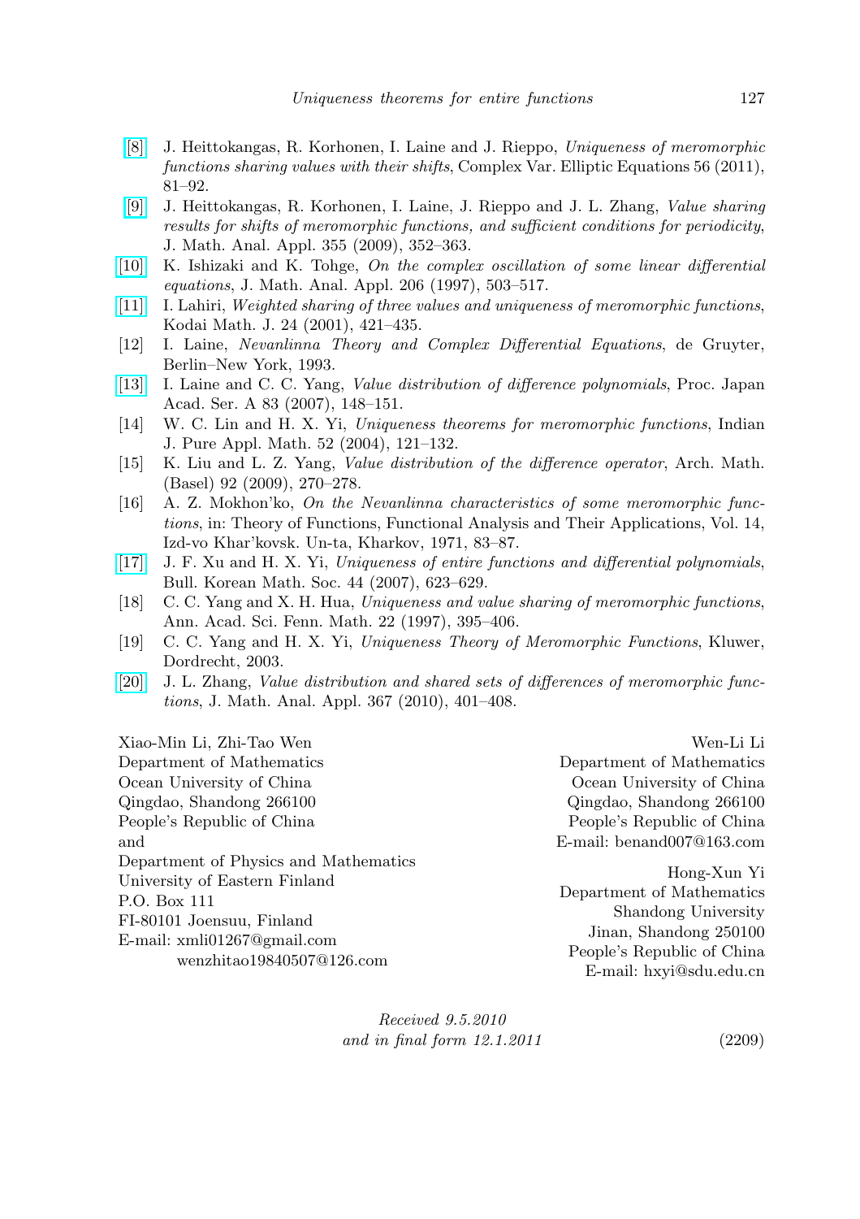[8] J. Heittokangas, R. Korhonen, I. Laine and J. Rieppo, *Uniqueness of meromorphic functions sharing values with their shifts*, Complex Var. Elliptic Equations 56 (2011), 81–92.

[9] J. Heittokangas, R. Korhonen, I. Laine, J. Rieppo and J. L. Zhang, *Value sharing results for shifts of meromorphic functions, and sufficient conditions for periodicity*, J. Math. Anal. Appl. 355 (2009), 352–363.

[10] K. Ishizaki and K. Tohge, *On the complex oscillation of some linear differential equations*, J. Math. Anal. Appl. 206 (1997), 503–517.

[11] I. Lahiri, *Weighted sharing of three values and uniqueness of meromorphic functions*, Kodai Math. J. 24 (2001), 421–435.

[12] I. Laine, *Nevanlinna Theory and Complex Differential Equations*, de Gruyter, Berlin–New York, 1993.

[13] I. Laine and C. C. Yang, *Value distribution of difference polynomials*, Proc. Japan Acad. Ser. A 83 (2007), 148–151.

[14] W. C. Lin and H. X. Yi, *Uniqueness theorems for meromorphic functions*, Indian J. Pure Appl. Math. 52 (2004), 121–132.

[15] K. Liu and L. Z. Yang, *Value distribution of the difference operator*, Arch. Math. (Basel) 92 (2009), 270–278.

[16] A. Z. Mokhon'ko, *On the Nevanlinna characteristics of some meromorphic functions*, in: Theory of Functions, Functional Analysis and Their Applications, Vol. 14, Izd-vo Khar'kovsk. Un-ta, Kharkov, 1971, 83–87.

[17] J. F. Xu and H. X. Yi, *Uniqueness of entire functions and differential polynomials*, Bull. Korean Math. Soc. 44 (2007), 623–629.

[18] C. C. Yang and X. H. Hua, *Uniqueness and value sharing of meromorphic functions*, Ann. Acad. Sci. Fenn. Math. 22 (1997), 395–406.

[19] C. C. Yang and H. X. Yi, *Uniqueness Theory of Meromorphic Functions*, Kluwer, Dordrecht, 2003.

[20] J. L. Zhang, *Value distribution and shared sets of differences of meromorphic functions*, J. Math. Anal. Appl. 367 (2010), 401–408.

Xiao-Min Li, Zhi-Tao Wen
Department of Mathematics
Ocean University of China
Qingdao, Shandong 266100
People's Republic of China
and
Department of Physics and Mathematics
University of Eastern Finland
P.O. Box 111
FI-80101 Joensuu, Finland
E-mail: xmli01267@gmail.com
wenzhitao19840507@126.com

Wen-Li Li
Department of Mathematics
Ocean University of China
Qingdao, Shandong 266100
People's Republic of China
E-mail: benand007@163.com

Hong-Xun Yi
Department of Mathematics
Shandong University
Jinan, Shandong 250100
People's Republic of China
E-mail: hxyi@sdu.edu.cn

*Received 9.5.2010*
*and in final form 12.1.2011* (2209)